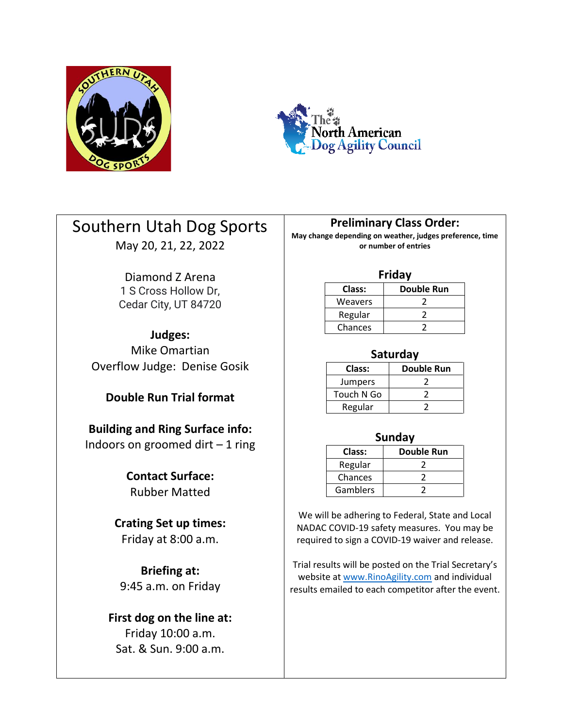# Southern Utah Dog Sports

May 20, 21, 22, 2022

Diamond Z Arena
1 S Cross Hollow Dr,
Cedar City, UT 84720

**Judges:**
Mike Omartian
Overflow Judge: Denise Gosik

**Double Run Trial format**

**Building and Ring Surface info:**
Indoors on groomed dirt – 1 ring

**Contact Surface:**
Rubber Matted

**Crating Set up times:**
Friday at 8:00 a.m.

**Briefing at:**
9:45 a.m. on Friday

**First dog on the line at:**
Friday 10:00 a.m.
Sat. & Sun. 9:00 a.m.

## Preliminary Class Order:

**May change depending on weather, judges preference, time or number of entries**

### Friday

| Class: | Double Run |
|---|---|
| Weavers | 2 |
| Regular | 2 |
| Chances | 2 |

### Saturday

| Class: | Double Run |
|---|---|
| Jumpers | 2 |
| Touch N Go | 2 |
| Regular | 2 |

### Sunday

| Class: | Double Run |
|---|---|
| Regular | 2 |
| Chances | 2 |
| Gamblers | 2 |

We will be adhering to Federal, State and Local NADAC COVID-19 safety measures. You may be required to sign a COVID-19 waiver and release.

Trial results will be posted on the Trial Secretary's website at www.RinoAgility.com and individual results emailed to each competitor after the event.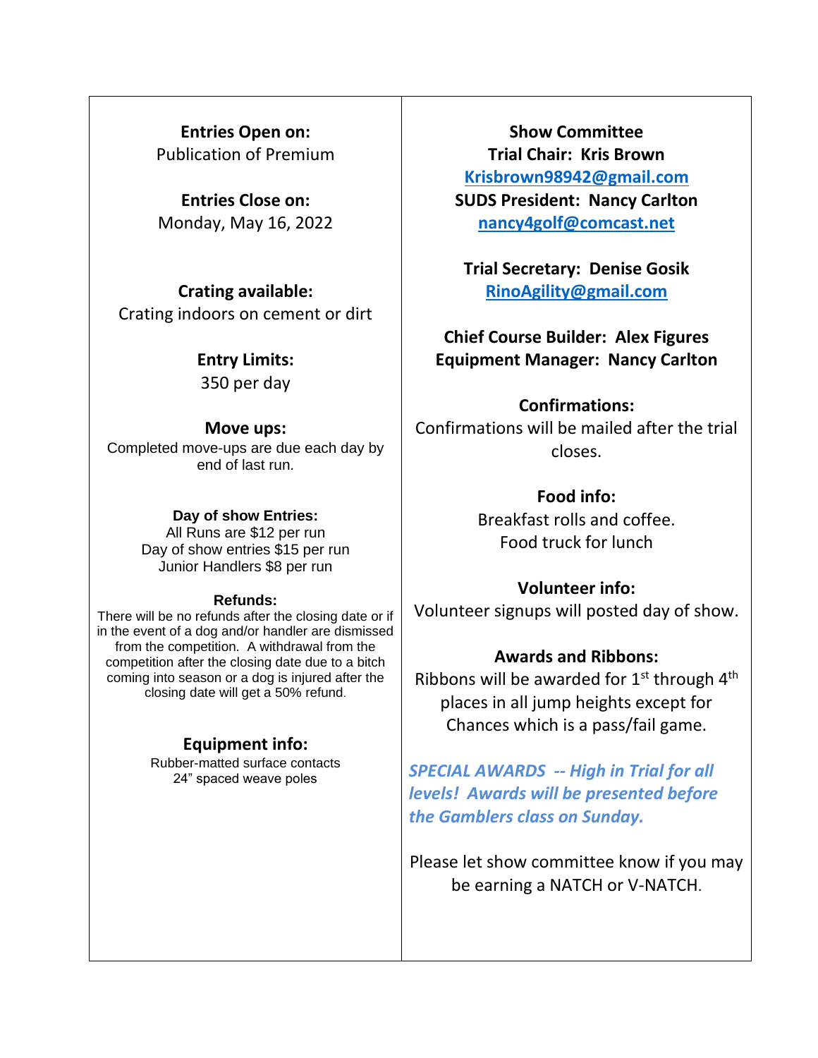**Entries Open on:**
Publication of Premium

**Entries Close on:**
Monday, May 16, 2022

**Crating available:**
Crating indoors on cement or dirt

**Entry Limits:**
350 per day

**Move ups:**
Completed move-ups are due each day by end of last run.

**Day of show Entries:**
All Runs are $12 per run
Day of show entries $15 per run
Junior Handlers $8 per run

**Refunds:**
There will be no refunds after the closing date or if in the event of a dog and/or handler are dismissed from the competition. A withdrawal from the competition after the closing date due to a bitch coming into season or a dog is injured after the closing date will get a 50% refund.

**Equipment info:**
Rubber-matted surface contacts
24" spaced weave poles

**Show Committee**
**Trial Chair: Kris Brown**
**Krisbrown98942@gmail.com**
**SUDS President: Nancy Carlton**
**nancy4golf@comcast.net**

**Trial Secretary: Denise Gosik**
**RinoAgility@gmail.com**

**Chief Course Builder: Alex Figures**
**Equipment Manager: Nancy Carlton**

**Confirmations:**
Confirmations will be mailed after the trial closes.

**Food info:**
Breakfast rolls and coffee.
Food truck for lunch

**Volunteer info:**
Volunteer signups will posted day of show.

**Awards and Ribbons:**
Ribbons will be awarded for 1st through 4th places in all jump heights except for Chances which is a pass/fail game.

***SPECIAL AWARDS -- High in Trial for all levels! Awards will be presented before the Gamblers class on Sunday.***

Please let show committee know if you may be earning a NATCH or V-NATCH.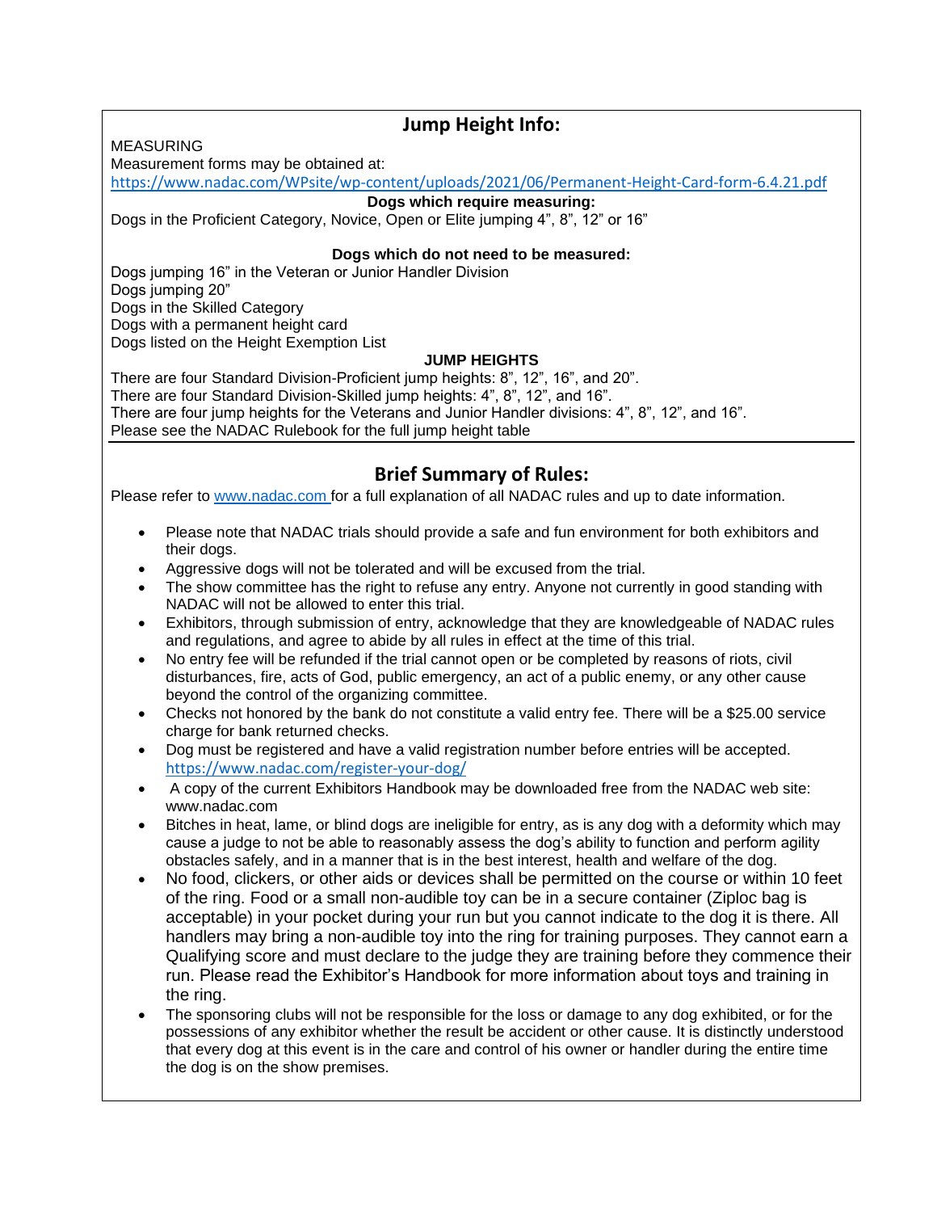## Jump Height Info:

MEASURING

Measurement forms may be obtained at:
https://www.nadac.com/WPsite/wp-content/uploads/2021/06/Permanent-Height-Card-form-6.4.21.pdf

**Dogs which require measuring:**

Dogs in the Proficient Category, Novice, Open or Elite jumping 4", 8", 12" or 16"

**Dogs which do not need to be measured:**

Dogs jumping 16" in the Veteran or Junior Handler Division
Dogs jumping 20"
Dogs in the Skilled Category
Dogs with a permanent height card
Dogs listed on the Height Exemption List

**JUMP HEIGHTS**

There are four Standard Division-Proficient jump heights: 8", 12", 16", and 20".
There are four Standard Division-Skilled jump heights: 4", 8", 12", and 16".
There are four jump heights for the Veterans and Junior Handler divisions: 4", 8", 12", and 16".
Please see the NADAC Rulebook for the full jump height table

## Brief Summary of Rules:

Please refer to www.nadac.com for a full explanation of all NADAC rules and up to date information.

- Please note that NADAC trials should provide a safe and fun environment for both exhibitors and their dogs.
- Aggressive dogs will not be tolerated and will be excused from the trial.
- The show committee has the right to refuse any entry. Anyone not currently in good standing with NADAC will not be allowed to enter this trial.
- Exhibitors, through submission of entry, acknowledge that they are knowledgeable of NADAC rules and regulations, and agree to abide by all rules in effect at the time of this trial.
- No entry fee will be refunded if the trial cannot open or be completed by reasons of riots, civil disturbances, fire, acts of God, public emergency, an act of a public enemy, or any other cause beyond the control of the organizing committee.
- Checks not honored by the bank do not constitute a valid entry fee. There will be a $25.00 service charge for bank returned checks.
- Dog must be registered and have a valid registration number before entries will be accepted. https://www.nadac.com/register-your-dog/
- A copy of the current Exhibitors Handbook may be downloaded free from the NADAC web site: www.nadac.com
- Bitches in heat, lame, or blind dogs are ineligible for entry, as is any dog with a deformity which may cause a judge to not be able to reasonably assess the dog's ability to function and perform agility obstacles safely, and in a manner that is in the best interest, health and welfare of the dog.
- No food, clickers, or other aids or devices shall be permitted on the course or within 10 feet of the ring. Food or a small non-audible toy can be in a secure container (Ziploc bag is acceptable) in your pocket during your run but you cannot indicate to the dog it is there. All handlers may bring a non-audible toy into the ring for training purposes. They cannot earn a Qualifying score and must declare to the judge they are training before they commence their run. Please read the Exhibitor's Handbook for more information about toys and training in the ring.
- The sponsoring clubs will not be responsible for the loss or damage to any dog exhibited, or for the possessions of any exhibitor whether the result be accident or other cause. It is distinctly understood that every dog at this event is in the care and control of his owner or handler during the entire time the dog is on the show premises.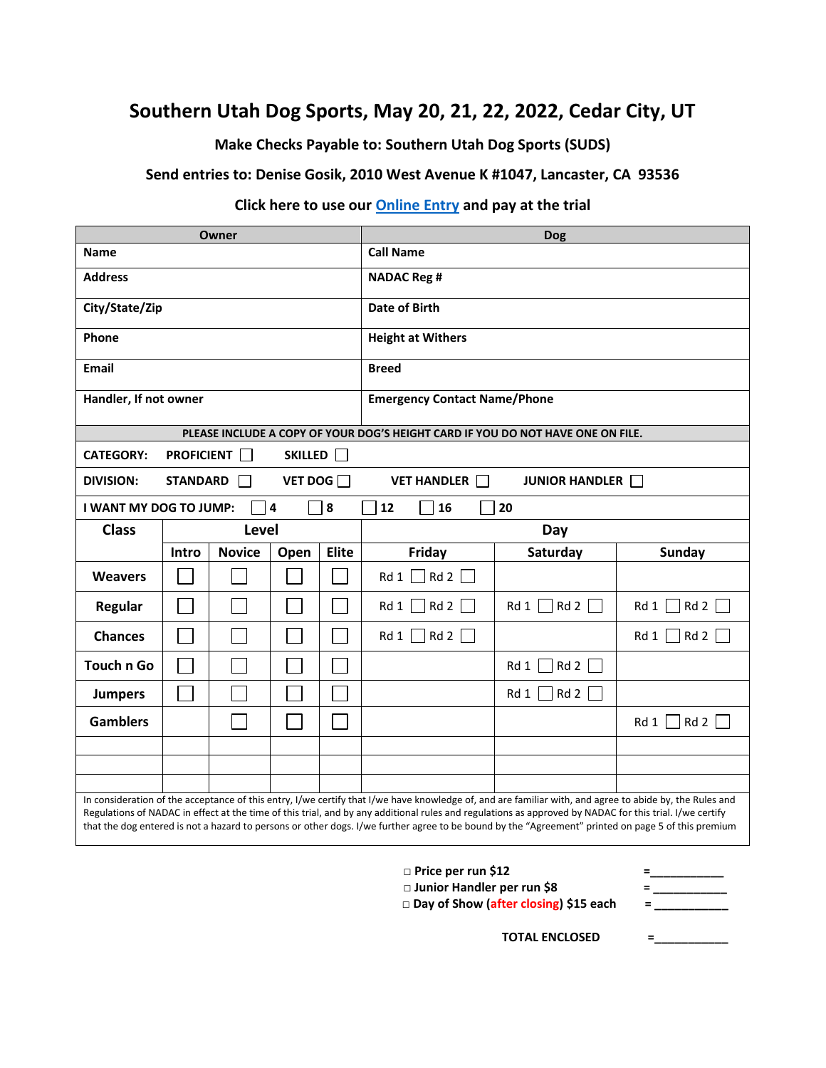# Southern Utah Dog Sports, May 20, 21, 22, 2022, Cedar City, UT

**Make Checks Payable to: Southern Utah Dog Sports (SUDS)**

**Send entries to: Denise Gosik, 2010 West Avenue K #1047, Lancaster, CA 93536**

**Click here to use our Online Entry and pay at the trial**

| Owner | | Dog | |
|---|---|---|---|
| **Name** | | **Call Name** | |
| **Address** | | **NADAC Reg #** | |
| **City/State/Zip** | | **Date of Birth** | |
| **Phone** | | **Height at Withers** | |
| **Email** | | **Breed** | |
| **Handler, If not owner** | | **Emergency Contact Name/Phone** | |

**PLEASE INCLUDE A COPY OF YOUR DOG'S HEIGHT CARD IF YOU DO NOT HAVE ONE ON FILE.**

**CATEGORY:** PROFICIENT ☐ SKILLED ☐

**DIVISION:** STANDARD ☐ VET DOG ☐ VET HANDLER ☐ JUNIOR HANDLER ☐

**I WANT MY DOG TO JUMP:** ☐ 4 ☐ 8 ☐ 12 ☐ 16 ☐ 20

| Class | Level | | | | Day | | |
|---|---|---|---|---|---|---|---|
| | Intro | Novice | Open | Elite | Friday | Saturday | Sunday |
| **Weavers** | ☐ | ☐ | ☐ | ☐ | Rd 1 ☐ Rd 2 ☐ | | |
| **Regular** | ☐ | ☐ | ☐ | ☐ | Rd 1 ☐ Rd 2 ☐ | Rd 1 ☐ Rd 2 ☐ | Rd 1 ☐ Rd 2 ☐ |
| **Chances** | ☐ | ☐ | ☐ | ☐ | Rd 1 ☐ Rd 2 ☐ | | Rd 1 ☐ Rd 2 ☐ |
| **Touch n Go** | ☐ | ☐ | ☐ | ☐ | | Rd 1 ☐ Rd 2 ☐ | |
| **Jumpers** | ☐ | ☐ | ☐ | ☐ | | Rd 1 ☐ Rd 2 ☐ | |
| **Gamblers** | | ☐ | ☐ | ☐ | | | Rd 1 ☐ Rd 2 ☐ |
| | | | | | | | |
| | | | | | | | |
| | | | | | | | |

In consideration of the acceptance of this entry, I/we certify that I/we have knowledge of, and are familiar with, and agree to abide by, the Rules and Regulations of NADAC in effect at the time of this trial, and by any additional rules and regulations as approved by NADAC for this trial. I/we certify that the dog entered is not a hazard to persons or other dogs. I/we further agree to be bound by the "Agreement" printed on page 5 of this premium

□ **Price per run $12** =___________

□ **Junior Handler per run $8** = ___________

□ **Day of Show (after closing) $15 each** = ___________

**TOTAL ENCLOSED** =___________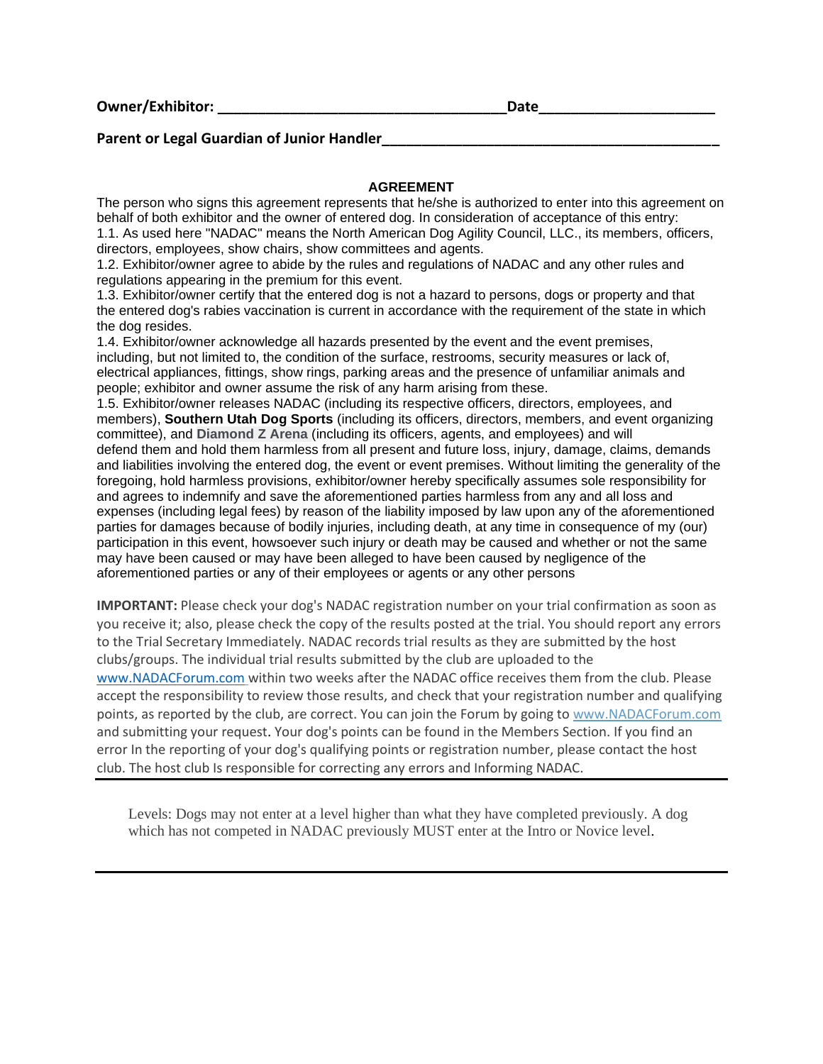**Owner/Exhibitor: ___________________________________ Date_____________________**

**Parent or Legal Guardian of Junior Handler________________________________________**

**AGREEMENT**

The person who signs this agreement represents that he/she is authorized to enter into this agreement on behalf of both exhibitor and the owner of entered dog. In consideration of acceptance of this entry:

1.1. As used here "NADAC" means the North American Dog Agility Council, LLC., its members, officers, directors, employees, show chairs, show committees and agents.

1.2. Exhibitor/owner agree to abide by the rules and regulations of NADAC and any other rules and regulations appearing in the premium for this event.

1.3. Exhibitor/owner certify that the entered dog is not a hazard to persons, dogs or property and that the entered dog's rabies vaccination is current in accordance with the requirement of the state in which the dog resides.

1.4. Exhibitor/owner acknowledge all hazards presented by the event and the event premises, including, but not limited to, the condition of the surface, restrooms, security measures or lack of, electrical appliances, fittings, show rings, parking areas and the presence of unfamiliar animals and people; exhibitor and owner assume the risk of any harm arising from these.

1.5. Exhibitor/owner releases NADAC (including its respective officers, directors, employees, and members), **Southern Utah Dog Sports** (including its officers, directors, members, and event organizing committee), and **Diamond Z Arena** (including its officers, agents, and employees) and will defend them and hold them harmless from all present and future loss, injury, damage, claims, demands and liabilities involving the entered dog, the event or event premises. Without limiting the generality of the foregoing, hold harmless provisions, exhibitor/owner hereby specifically assumes sole responsibility for and agrees to indemnify and save the aforementioned parties harmless from any and all loss and expenses (including legal fees) by reason of the liability imposed by law upon any of the aforementioned parties for damages because of bodily injuries, including death, at any time in consequence of my (our) participation in this event, howsoever such injury or death may be caused and whether or not the same may have been caused or may have been alleged to have been caused by negligence of the aforementioned parties or any of their employees or agents or any other persons

**IMPORTANT:** Please check your dog's NADAC registration number on your trial confirmation as soon as you receive it; also, please check the copy of the results posted at the trial. You should report any errors to the Trial Secretary Immediately. NADAC records trial results as they are submitted by the host clubs/groups. The individual trial results submitted by the club are uploaded to the www.NADACForum.com within two weeks after the NADAC office receives them from the club. Please accept the responsibility to review those results, and check that your registration number and qualifying points, as reported by the club, are correct. You can join the Forum by going to www.NADACForum.com and submitting your request. Your dog's points can be found in the Members Section. If you find an error In the reporting of your dog's qualifying points or registration number, please contact the host club. The host club Is responsible for correcting any errors and Informing NADAC.

---

Levels: Dogs may not enter at a level higher than what they have completed previously. A dog which has not competed in NADAC previously MUST enter at the Intro or Novice level.

---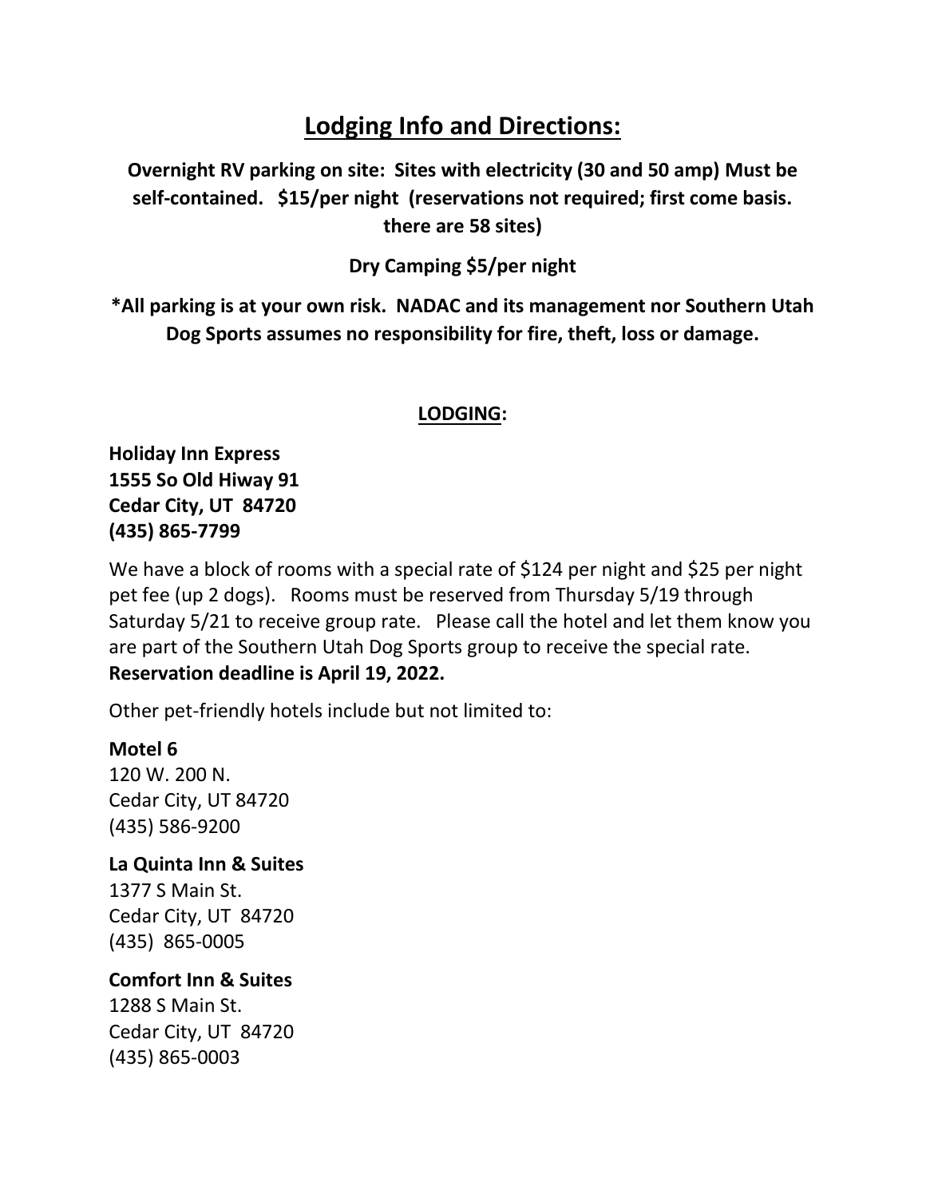# Lodging Info and Directions:

**Overnight RV parking on site: Sites with electricity (30 and 50 amp) Must be self-contained. $15/per night (reservations not required; first come basis. there are 58 sites)**

**Dry Camping $5/per night**

***All parking is at your own risk. NADAC and its management nor Southern Utah Dog Sports assumes no responsibility for fire, theft, loss or damage.**

## LODGING:

**Holiday Inn Express**
**1555 So Old Hiway 91**
**Cedar City, UT 84720**
**(435) 865-7799**

We have a block of rooms with a special rate of $124 per night and $25 per night pet fee (up 2 dogs). Rooms must be reserved from Thursday 5/19 through Saturday 5/21 to receive group rate. Please call the hotel and let them know you are part of the Southern Utah Dog Sports group to receive the special rate. **Reservation deadline is April 19, 2022.**

Other pet-friendly hotels include but not limited to:

**Motel 6**
120 W. 200 N.
Cedar City, UT 84720
(435) 586-9200

**La Quinta Inn & Suites**
1377 S Main St.
Cedar City, UT 84720
(435) 865-0005

**Comfort Inn & Suites**
1288 S Main St.
Cedar City, UT 84720
(435) 865-0003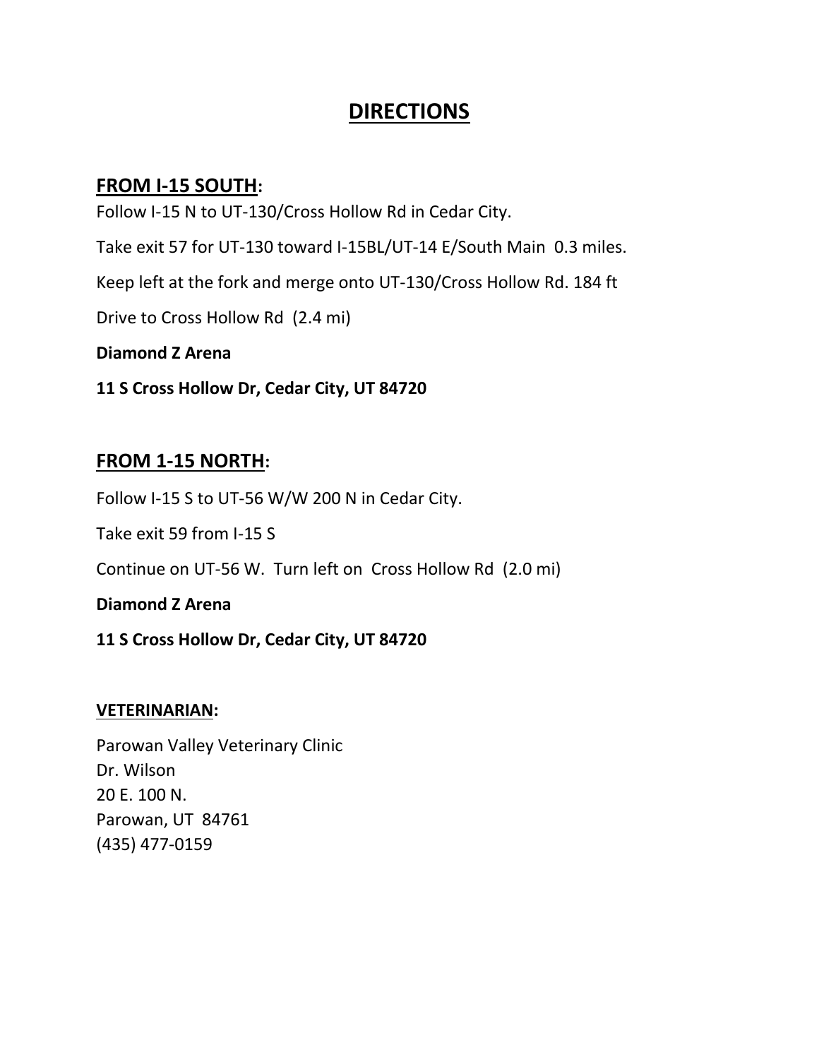# DIRECTIONS

## FROM I-15 SOUTH:

Follow I-15 N to UT-130/Cross Hollow Rd in Cedar City.

Take exit 57 for UT-130 toward I-15BL/UT-14 E/South Main 0.3 miles.

Keep left at the fork and merge onto UT-130/Cross Hollow Rd. 184 ft

Drive to Cross Hollow Rd (2.4 mi)

**Diamond Z Arena**

**11 S Cross Hollow Dr, Cedar City, UT 84720**

## FROM 1-15 NORTH:

Follow I-15 S to UT-56 W/W 200 N in Cedar City.

Take exit 59 from I-15 S

Continue on UT-56 W. Turn left on Cross Hollow Rd (2.0 mi)

**Diamond Z Arena**

**11 S Cross Hollow Dr, Cedar City, UT 84720**

### VETERINARIAN:

Parowan Valley Veterinary Clinic
Dr. Wilson
20 E. 100 N.
Parowan, UT 84761
(435) 477-0159